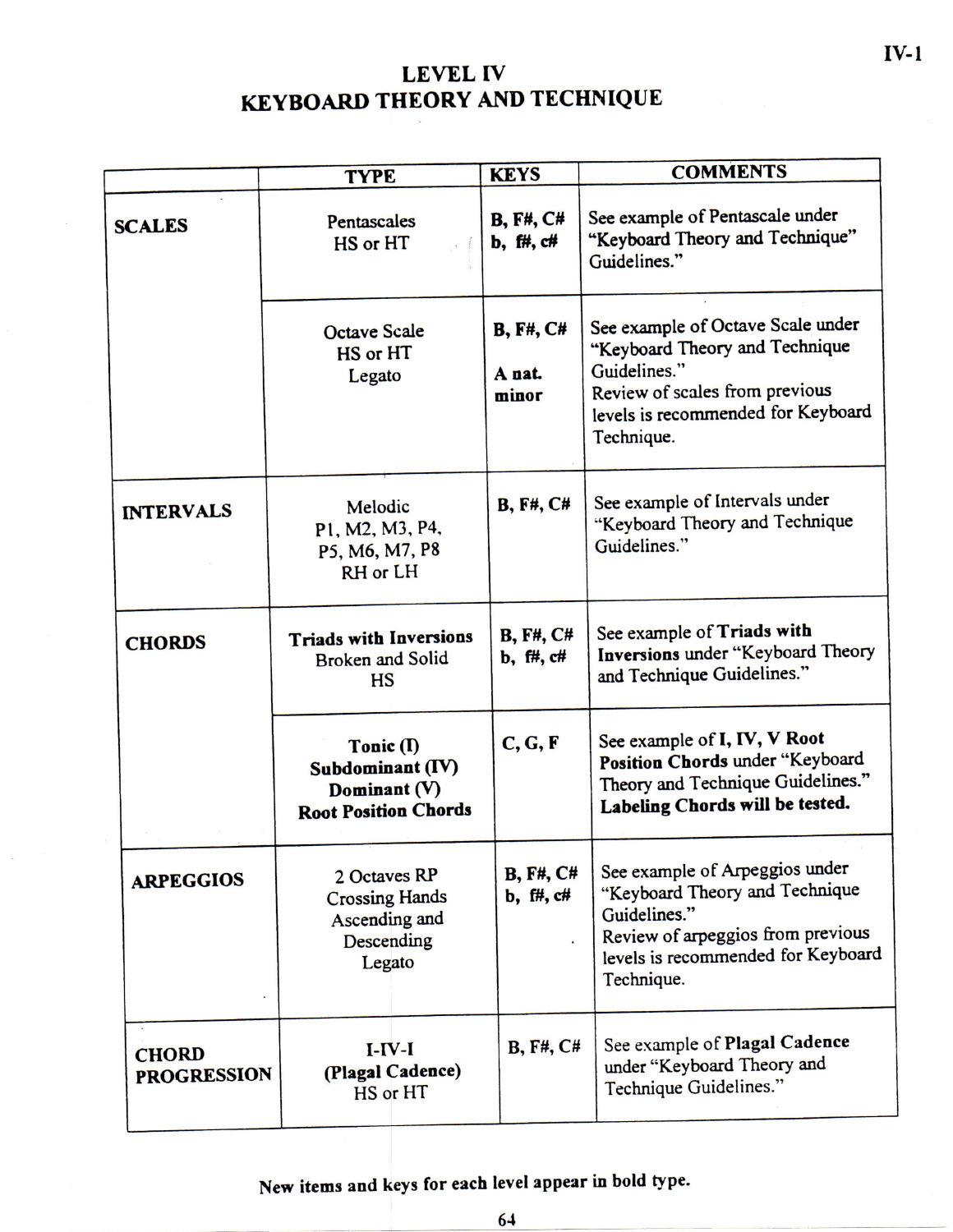# LEVEL IV
# KEYBOARD THEORY AND TECHNIQUE

| | TYPE | KEYS | COMMENTS |
|---|---|---|---|
| **SCALES** | Pentascales<br>HS or HT | B, F#, C#<br>b, f#, c# | See example of Pentascale under "Keyboard Theory and Technique" Guidelines." |
| | Octave Scale<br>HS or HT<br>Legato | B, F#, C#<br><br>A nat. minor | See example of Octave Scale under "Keyboard Theory and Technique Guidelines."<br>Review of scales from previous levels is recommended for Keyboard Technique. |
| **INTERVALS** | Melodic<br>P1, M2, M3, P4, P5, M6, M7, P8<br>RH or LH | B, F#, C# | See example of Intervals under "Keyboard Theory and Technique Guidelines." |
| **CHORDS** | **Triads with Inversions**<br>Broken and Solid<br>HS | B, F#, C#<br>b, f#, c# | See example of **Triads with Inversions** under "Keyboard Theory and Technique Guidelines." |
| | **Tonic (I)**<br>**Subdominant (IV)**<br>**Dominant (V)**<br>**Root Position Chords** | C, G, F | See example of **I, IV, V Root Position Chords** under "Keyboard Theory and Technique Guidelines."<br>**Labeling Chords will be tested.** |
| **ARPEGGIOS** | 2 Octaves RP<br>Crossing Hands<br>Ascending and Descending<br>Legato | B, F#, C#<br>b, f#, c# | See example of Arpeggios under "Keyboard Theory and Technique Guidelines."<br>Review of arpeggios from previous levels is recommended for Keyboard Technique. |
| **CHORD PROGRESSION** | **I-IV-I**<br>**(Plagal Cadence)**<br>HS or HT | B, F#, C# | See example of **Plagal Cadence** under "Keyboard Theory and Technique Guidelines." |

**New items and keys for each level appear in bold type.**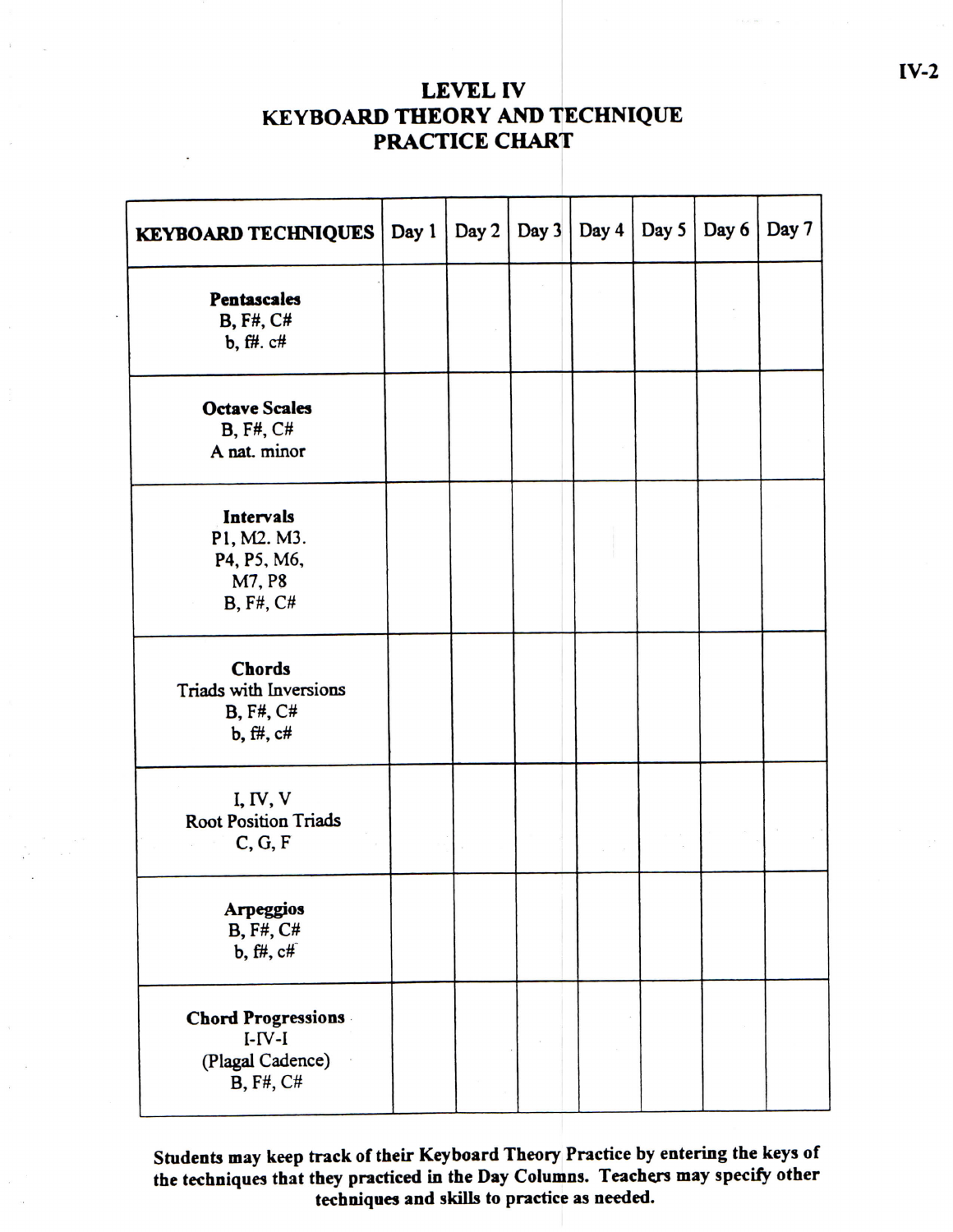# LEVEL IV
# KEYBOARD THEORY AND TECHNIQUE
# PRACTICE CHART

| KEYBOARD TECHNIQUES | Day 1 | Day 2 | Day 3 | Day 4 | Day 5 | Day 6 | Day 7 |
|---|---|---|---|---|---|---|---|
| **Pentascales**<br>B, F#, C#<br>b, f#. c# | | | | | | | |
| **Octave Scales**<br>B, F#, C#<br>A nat. minor | | | | | | | |
| **Intervals**<br>P1, M2. M3.<br>P4, P5, M6,<br>M7, P8<br>B, F#, C# | | | | | | | |
| **Chords**<br>Triads with Inversions<br>B, F#, C#<br>b, f#, c# | | | | | | | |
| I, IV, V<br>Root Position Triads<br>C, G, F | | | | | | | |
| **Arpeggios**<br>B, F#, C#<br>b, f#, c# | | | | | | | |
| **Chord Progressions**<br>I-IV-I<br>(Plagal Cadence)<br>B, F#, C# | | | | | | | |

**Students may keep track of their Keyboard Theory Practice by entering the keys of the techniques that they practiced in the Day Columns. Teachers may specify other techniques and skills to practice as needed.**